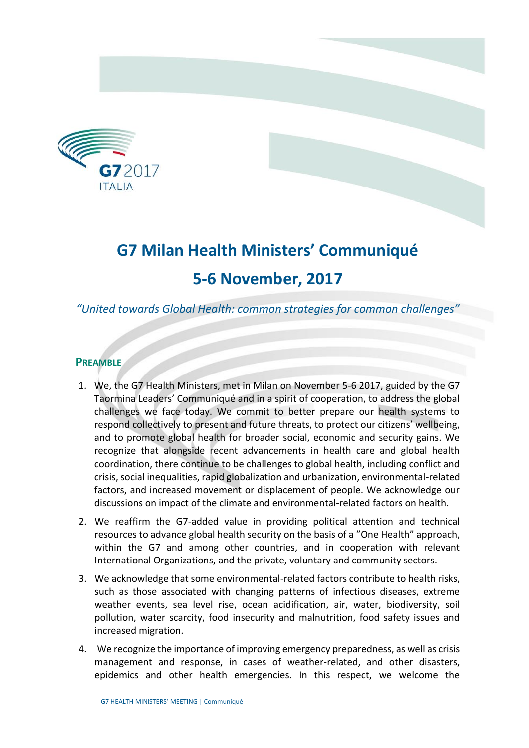# G7 Milan Health Ministers' Communiqué

# 5-6 November, 2017

*"United towards Global Health: common strategies for common challenges"*

## PREAMBLE

1. We, the G7 Health Ministers, met in Milan on November 5-6 2017, guided by the G7 Taormina Leaders' Communiqué and in a spirit of cooperation, to address the global challenges we face today. We commit to better prepare our health systems to respond collectively to present and future threats, to protect our citizens' wellbeing, and to promote global health for broader social, economic and security gains. We recognize that alongside recent advancements in health care and global health coordination, there continue to be challenges to global health, including conflict and crisis, social inequalities, rapid globalization and urbanization, environmental-related factors, and increased movement or displacement of people. We acknowledge our discussions on impact of the climate and environmental-related factors on health.

2. We reaffirm the G7-added value in providing political attention and technical resources to advance global health security on the basis of a "One Health" approach, within the G7 and among other countries, and in cooperation with relevant International Organizations, and the private, voluntary and community sectors.

3. We acknowledge that some environmental-related factors contribute to health risks, such as those associated with changing patterns of infectious diseases, extreme weather events, sea level rise, ocean acidification, air, water, biodiversity, soil pollution, water scarcity, food insecurity and malnutrition, food safety issues and increased migration.

4. We recognize the importance of improving emergency preparedness, as well as crisis management and response, in cases of weather-related, and other disasters, epidemics and other health emergencies. In this respect, we welcome the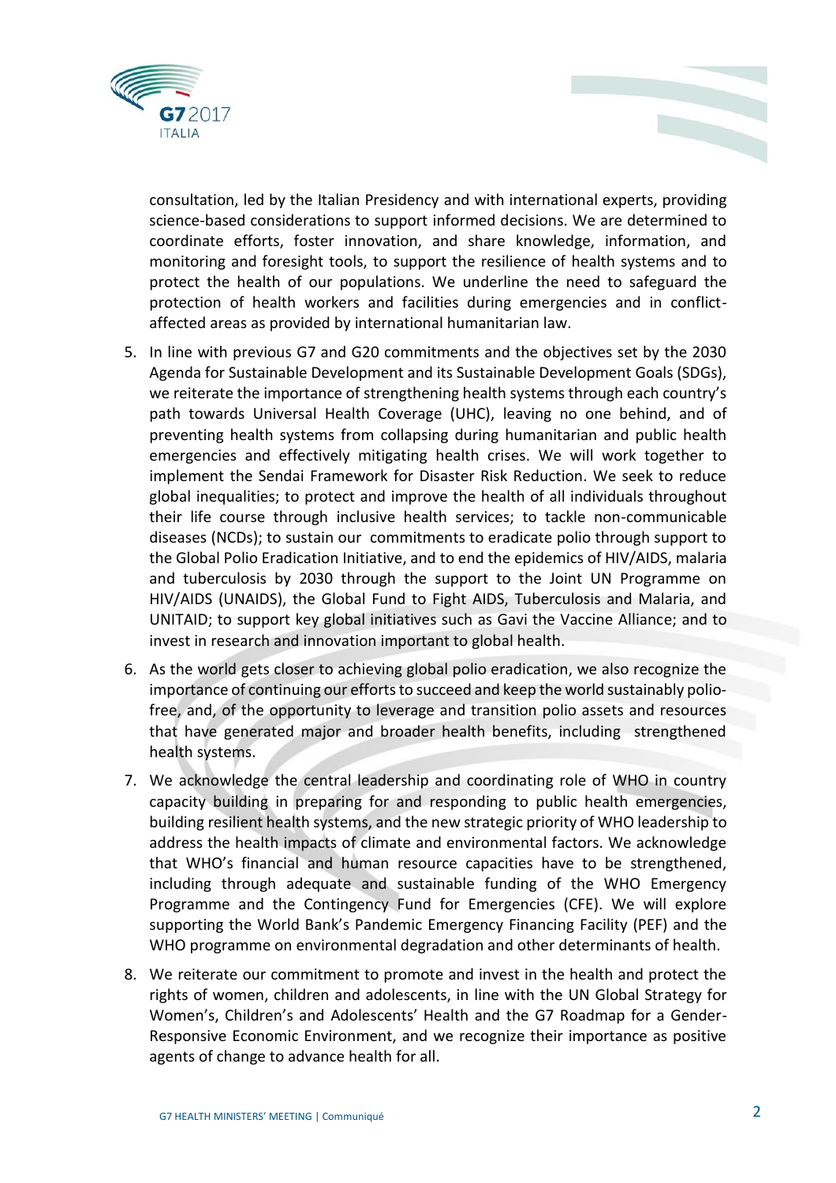consultation, led by the Italian Presidency and with international experts, providing science-based considerations to support informed decisions. We are determined to coordinate efforts, foster innovation, and share knowledge, information, and monitoring and foresight tools, to support the resilience of health systems and to protect the health of our populations. We underline the need to safeguard the protection of health workers and facilities during emergencies and in conflict-affected areas as provided by international humanitarian law.

5. In line with previous G7 and G20 commitments and the objectives set by the 2030 Agenda for Sustainable Development and its Sustainable Development Goals (SDGs), we reiterate the importance of strengthening health systems through each country's path towards Universal Health Coverage (UHC), leaving no one behind, and of preventing health systems from collapsing during humanitarian and public health emergencies and effectively mitigating health crises. We will work together to implement the Sendai Framework for Disaster Risk Reduction. We seek to reduce global inequalities; to protect and improve the health of all individuals throughout their life course through inclusive health services; to tackle non-communicable diseases (NCDs); to sustain our commitments to eradicate polio through support to the Global Polio Eradication Initiative, and to end the epidemics of HIV/AIDS, malaria and tuberculosis by 2030 through the support to the Joint UN Programme on HIV/AIDS (UNAIDS), the Global Fund to Fight AIDS, Tuberculosis and Malaria, and UNITAID; to support key global initiatives such as Gavi the Vaccine Alliance; and to invest in research and innovation important to global health.

6. As the world gets closer to achieving global polio eradication, we also recognize the importance of continuing our efforts to succeed and keep the world sustainably polio-free, and, of the opportunity to leverage and transition polio assets and resources that have generated major and broader health benefits, including strengthened health systems.

7. We acknowledge the central leadership and coordinating role of WHO in country capacity building in preparing for and responding to public health emergencies, building resilient health systems, and the new strategic priority of WHO leadership to address the health impacts of climate and environmental factors. We acknowledge that WHO's financial and human resource capacities have to be strengthened, including through adequate and sustainable funding of the WHO Emergency Programme and the Contingency Fund for Emergencies (CFE). We will explore supporting the World Bank's Pandemic Emergency Financing Facility (PEF) and the WHO programme on environmental degradation and other determinants of health.

8. We reiterate our commitment to promote and invest in the health and protect the rights of women, children and adolescents, in line with the UN Global Strategy for Women's, Children's and Adolescents' Health and the G7 Roadmap for a Gender-Responsive Economic Environment, and we recognize their importance as positive agents of change to advance health for all.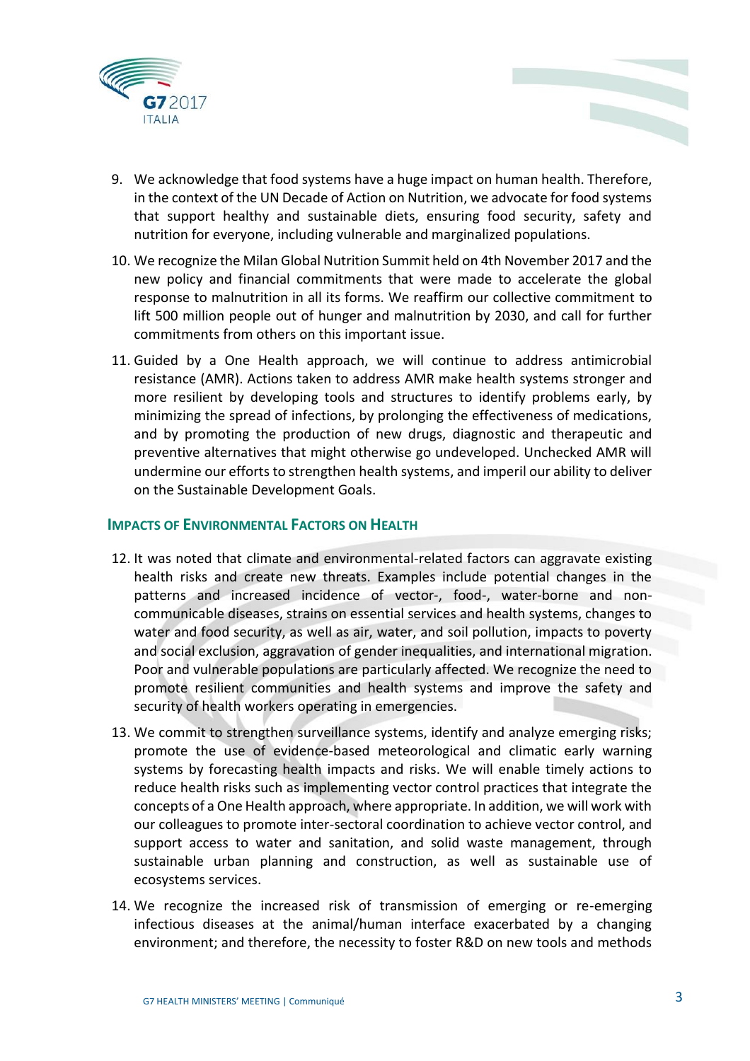9. We acknowledge that food systems have a huge impact on human health. Therefore, in the context of the UN Decade of Action on Nutrition, we advocate for food systems that support healthy and sustainable diets, ensuring food security, safety and nutrition for everyone, including vulnerable and marginalized populations.
10. We recognize the Milan Global Nutrition Summit held on 4th November 2017 and the new policy and financial commitments that were made to accelerate the global response to malnutrition in all its forms. We reaffirm our collective commitment to lift 500 million people out of hunger and malnutrition by 2030, and call for further commitments from others on this important issue.
11. Guided by a One Health approach, we will continue to address antimicrobial resistance (AMR). Actions taken to address AMR make health systems stronger and more resilient by developing tools and structures to identify problems early, by minimizing the spread of infections, by prolonging the effectiveness of medications, and by promoting the production of new drugs, diagnostic and therapeutic and preventive alternatives that might otherwise go undeveloped. Unchecked AMR will undermine our efforts to strengthen health systems, and imperil our ability to deliver on the Sustainable Development Goals.

## Impacts of Environmental Factors on Health

12. It was noted that climate and environmental-related factors can aggravate existing health risks and create new threats. Examples include potential changes in the patterns and increased incidence of vector-, food-, water-borne and non-communicable diseases, strains on essential services and health systems, changes to water and food security, as well as air, water, and soil pollution, impacts to poverty and social exclusion, aggravation of gender inequalities, and international migration. Poor and vulnerable populations are particularly affected. We recognize the need to promote resilient communities and health systems and improve the safety and security of health workers operating in emergencies.
13. We commit to strengthen surveillance systems, identify and analyze emerging risks; promote the use of evidence-based meteorological and climatic early warning systems by forecasting health impacts and risks. We will enable timely actions to reduce health risks such as implementing vector control practices that integrate the concepts of a One Health approach, where appropriate. In addition, we will work with our colleagues to promote inter-sectoral coordination to achieve vector control, and support access to water and sanitation, and solid waste management, through sustainable urban planning and construction, as well as sustainable use of ecosystems services.
14. We recognize the increased risk of transmission of emerging or re-emerging infectious diseases at the animal/human interface exacerbated by a changing environment; and therefore, the necessity to foster R&D on new tools and methods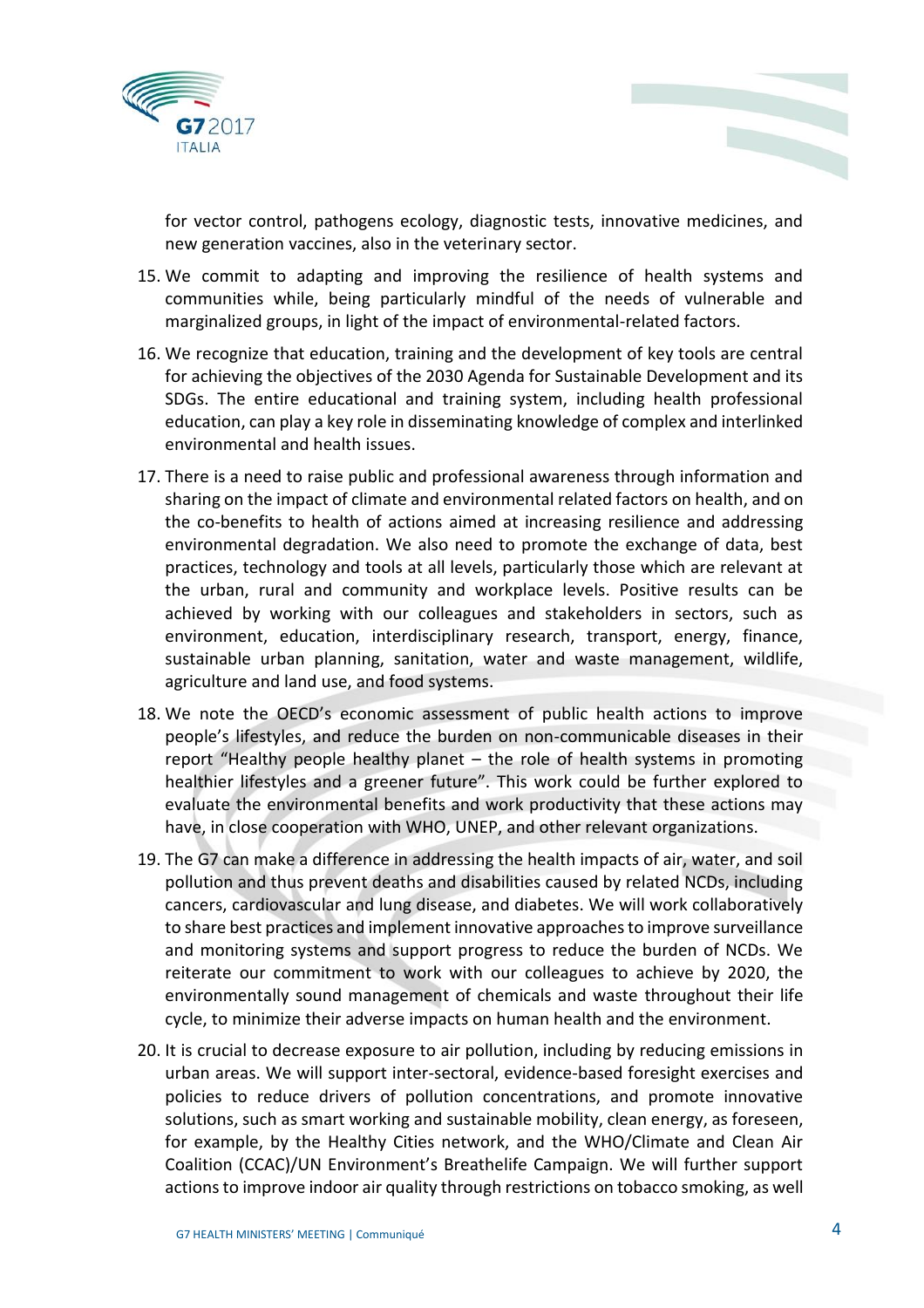for vector control, pathogens ecology, diagnostic tests, innovative medicines, and new generation vaccines, also in the veterinary sector.

15. We commit to adapting and improving the resilience of health systems and communities while, being particularly mindful of the needs of vulnerable and marginalized groups, in light of the impact of environmental-related factors.

16. We recognize that education, training and the development of key tools are central for achieving the objectives of the 2030 Agenda for Sustainable Development and its SDGs. The entire educational and training system, including health professional education, can play a key role in disseminating knowledge of complex and interlinked environmental and health issues.

17. There is a need to raise public and professional awareness through information and sharing on the impact of climate and environmental related factors on health, and on the co-benefits to health of actions aimed at increasing resilience and addressing environmental degradation. We also need to promote the exchange of data, best practices, technology and tools at all levels, particularly those which are relevant at the urban, rural and community and workplace levels. Positive results can be achieved by working with our colleagues and stakeholders in sectors, such as environment, education, interdisciplinary research, transport, energy, finance, sustainable urban planning, sanitation, water and waste management, wildlife, agriculture and land use, and food systems.

18. We note the OECD's economic assessment of public health actions to improve people's lifestyles, and reduce the burden on non-communicable diseases in their report "Healthy people healthy planet – the role of health systems in promoting healthier lifestyles and a greener future". This work could be further explored to evaluate the environmental benefits and work productivity that these actions may have, in close cooperation with WHO, UNEP, and other relevant organizations.

19. The G7 can make a difference in addressing the health impacts of air, water, and soil pollution and thus prevent deaths and disabilities caused by related NCDs, including cancers, cardiovascular and lung disease, and diabetes. We will work collaboratively to share best practices and implement innovative approaches to improve surveillance and monitoring systems and support progress to reduce the burden of NCDs. We reiterate our commitment to work with our colleagues to achieve by 2020, the environmentally sound management of chemicals and waste throughout their life cycle, to minimize their adverse impacts on human health and the environment.

20. It is crucial to decrease exposure to air pollution, including by reducing emissions in urban areas. We will support inter-sectoral, evidence-based foresight exercises and policies to reduce drivers of pollution concentrations, and promote innovative solutions, such as smart working and sustainable mobility, clean energy, as foreseen, for example, by the Healthy Cities network, and the WHO/Climate and Clean Air Coalition (CCAC)/UN Environment's Breathelife Campaign. We will further support actions to improve indoor air quality through restrictions on tobacco smoking, as well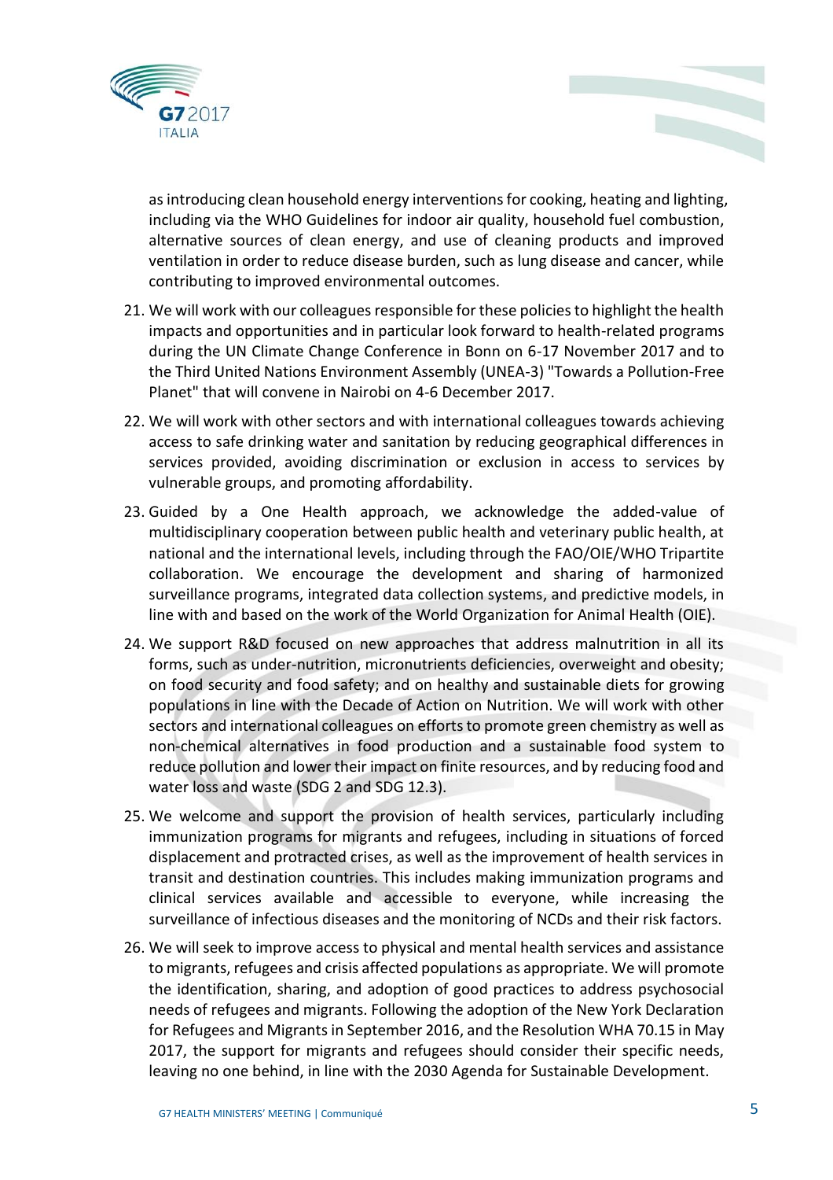as introducing clean household energy interventions for cooking, heating and lighting, including via the WHO Guidelines for indoor air quality, household fuel combustion, alternative sources of clean energy, and use of cleaning products and improved ventilation in order to reduce disease burden, such as lung disease and cancer, while contributing to improved environmental outcomes.

21. We will work with our colleagues responsible for these policies to highlight the health impacts and opportunities and in particular look forward to health-related programs during the UN Climate Change Conference in Bonn on 6-17 November 2017 and to the Third United Nations Environment Assembly (UNEA-3) "Towards a Pollution-Free Planet" that will convene in Nairobi on 4-6 December 2017.

22. We will work with other sectors and with international colleagues towards achieving access to safe drinking water and sanitation by reducing geographical differences in services provided, avoiding discrimination or exclusion in access to services by vulnerable groups, and promoting affordability.

23. Guided by a One Health approach, we acknowledge the added-value of multidisciplinary cooperation between public health and veterinary public health, at national and the international levels, including through the FAO/OIE/WHO Tripartite collaboration. We encourage the development and sharing of harmonized surveillance programs, integrated data collection systems, and predictive models, in line with and based on the work of the World Organization for Animal Health (OIE).

24. We support R&D focused on new approaches that address malnutrition in all its forms, such as under-nutrition, micronutrients deficiencies, overweight and obesity; on food security and food safety; and on healthy and sustainable diets for growing populations in line with the Decade of Action on Nutrition. We will work with other sectors and international colleagues on efforts to promote green chemistry as well as non-chemical alternatives in food production and a sustainable food system to reduce pollution and lower their impact on finite resources, and by reducing food and water loss and waste (SDG 2 and SDG 12.3).

25. We welcome and support the provision of health services, particularly including immunization programs for migrants and refugees, including in situations of forced displacement and protracted crises, as well as the improvement of health services in transit and destination countries. This includes making immunization programs and clinical services available and accessible to everyone, while increasing the surveillance of infectious diseases and the monitoring of NCDs and their risk factors.

26. We will seek to improve access to physical and mental health services and assistance to migrants, refugees and crisis affected populations as appropriate. We will promote the identification, sharing, and adoption of good practices to address psychosocial needs of refugees and migrants. Following the adoption of the New York Declaration for Refugees and Migrants in September 2016, and the Resolution WHA 70.15 in May 2017, the support for migrants and refugees should consider their specific needs, leaving no one behind, in line with the 2030 Agenda for Sustainable Development.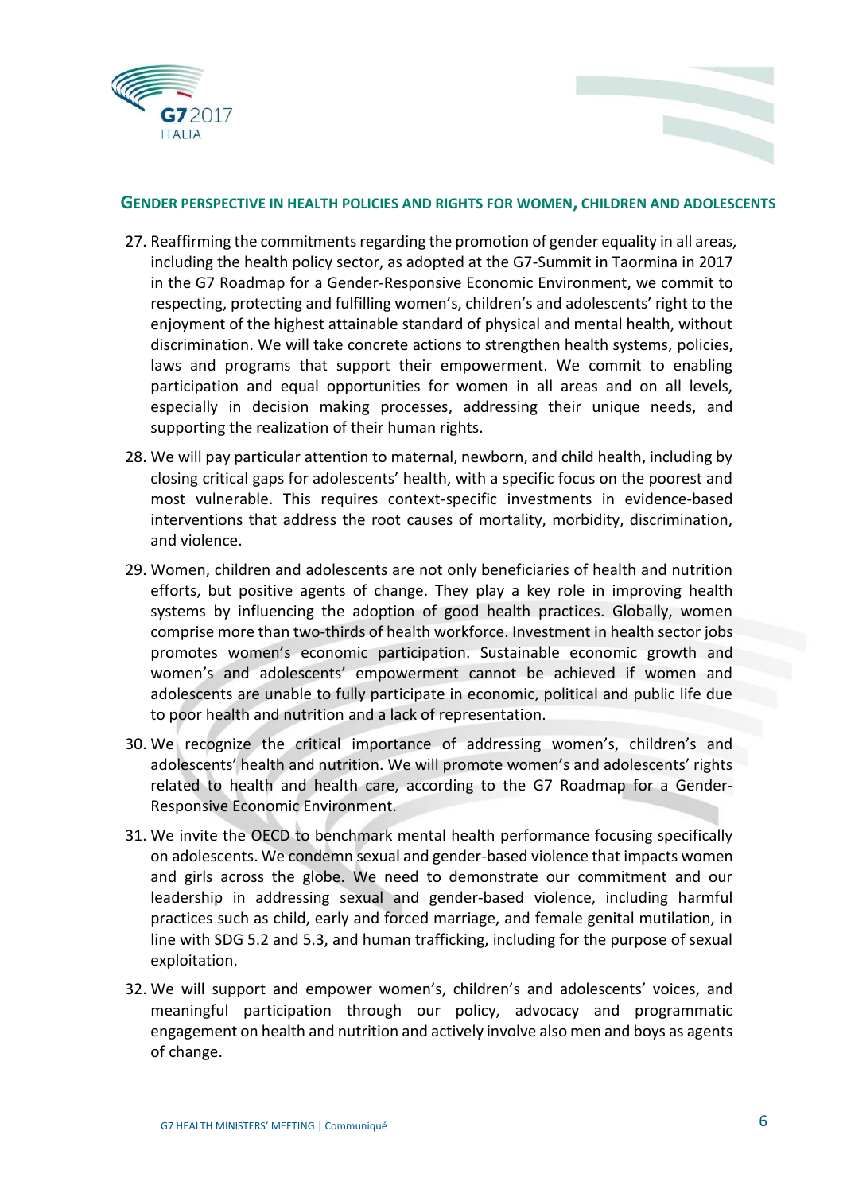## GENDER PERSPECTIVE IN HEALTH POLICIES AND RIGHTS FOR WOMEN, CHILDREN AND ADOLESCENTS

27. Reaffirming the commitments regarding the promotion of gender equality in all areas, including the health policy sector, as adopted at the G7-Summit in Taormina in 2017 in the G7 Roadmap for a Gender-Responsive Economic Environment, we commit to respecting, protecting and fulfilling women's, children's and adolescents' right to the enjoyment of the highest attainable standard of physical and mental health, without discrimination. We will take concrete actions to strengthen health systems, policies, laws and programs that support their empowerment. We commit to enabling participation and equal opportunities for women in all areas and on all levels, especially in decision making processes, addressing their unique needs, and supporting the realization of their human rights.

28. We will pay particular attention to maternal, newborn, and child health, including by closing critical gaps for adolescents' health, with a specific focus on the poorest and most vulnerable. This requires context-specific investments in evidence-based interventions that address the root causes of mortality, morbidity, discrimination, and violence.

29. Women, children and adolescents are not only beneficiaries of health and nutrition efforts, but positive agents of change. They play a key role in improving health systems by influencing the adoption of good health practices. Globally, women comprise more than two-thirds of health workforce. Investment in health sector jobs promotes women's economic participation. Sustainable economic growth and women's and adolescents' empowerment cannot be achieved if women and adolescents are unable to fully participate in economic, political and public life due to poor health and nutrition and a lack of representation.

30. We recognize the critical importance of addressing women's, children's and adolescents' health and nutrition. We will promote women's and adolescents' rights related to health and health care, according to the G7 Roadmap for a Gender-Responsive Economic Environment.

31. We invite the OECD to benchmark mental health performance focusing specifically on adolescents. We condemn sexual and gender-based violence that impacts women and girls across the globe. We need to demonstrate our commitment and our leadership in addressing sexual and gender-based violence, including harmful practices such as child, early and forced marriage, and female genital mutilation, in line with SDG 5.2 and 5.3, and human trafficking, including for the purpose of sexual exploitation.

32. We will support and empower women's, children's and adolescents' voices, and meaningful participation through our policy, advocacy and programmatic engagement on health and nutrition and actively involve also men and boys as agents of change.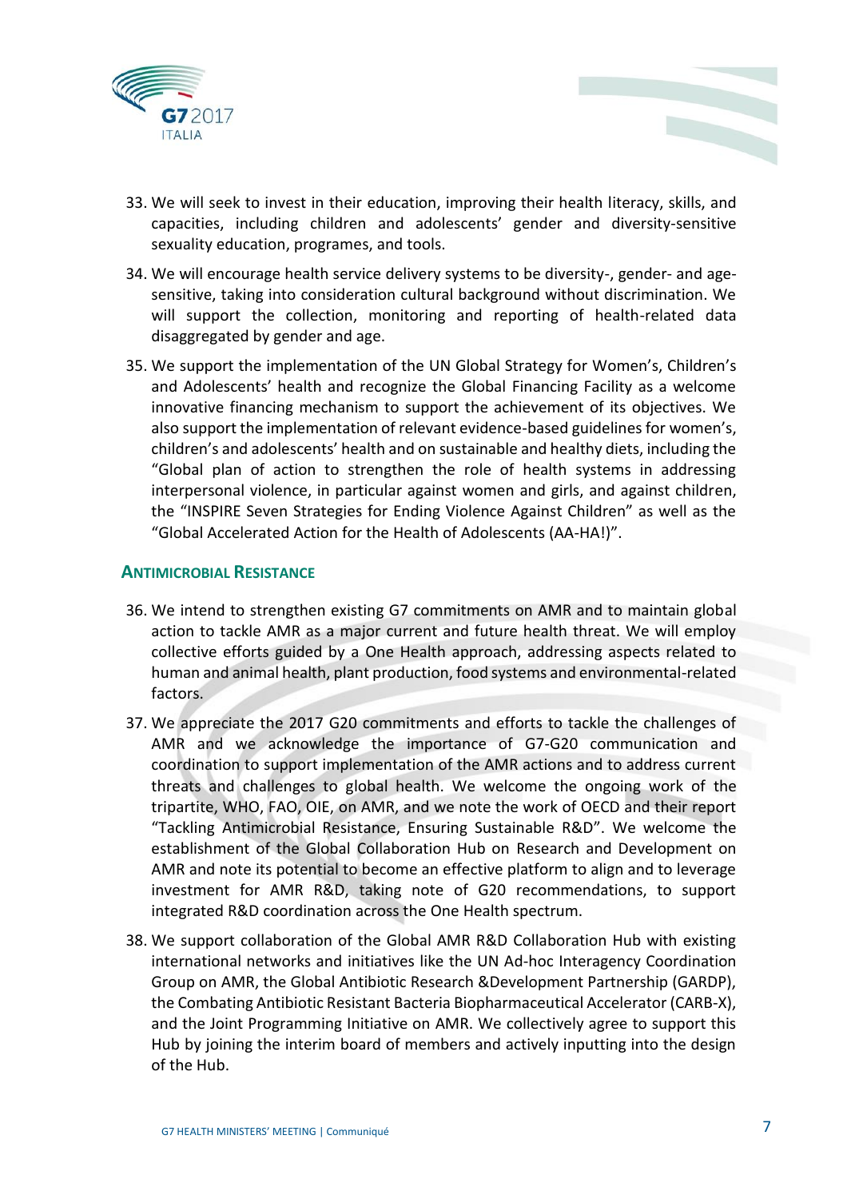33. We will seek to invest in their education, improving their health literacy, skills, and capacities, including children and adolescents' gender and diversity-sensitive sexuality education, programes, and tools.

34. We will encourage health service delivery systems to be diversity-, gender- and age-sensitive, taking into consideration cultural background without discrimination. We will support the collection, monitoring and reporting of health-related data disaggregated by gender and age.

35. We support the implementation of the UN Global Strategy for Women's, Children's and Adolescents' health and recognize the Global Financing Facility as a welcome innovative financing mechanism to support the achievement of its objectives. We also support the implementation of relevant evidence-based guidelines for women's, children's and adolescents' health and on sustainable and healthy diets, including the "Global plan of action to strengthen the role of health systems in addressing interpersonal violence, in particular against women and girls, and against children, the "INSPIRE Seven Strategies for Ending Violence Against Children" as well as the "Global Accelerated Action for the Health of Adolescents (AA-HA!)".

## Antimicrobial Resistance

36. We intend to strengthen existing G7 commitments on AMR and to maintain global action to tackle AMR as a major current and future health threat. We will employ collective efforts guided by a One Health approach, addressing aspects related to human and animal health, plant production, food systems and environmental-related factors.

37. We appreciate the 2017 G20 commitments and efforts to tackle the challenges of AMR and we acknowledge the importance of G7-G20 communication and coordination to support implementation of the AMR actions and to address current threats and challenges to global health. We welcome the ongoing work of the tripartite, WHO, FAO, OIE, on AMR, and we note the work of OECD and their report "Tackling Antimicrobial Resistance, Ensuring Sustainable R&D". We welcome the establishment of the Global Collaboration Hub on Research and Development on AMR and note its potential to become an effective platform to align and to leverage investment for AMR R&D, taking note of G20 recommendations, to support integrated R&D coordination across the One Health spectrum.

38. We support collaboration of the Global AMR R&D Collaboration Hub with existing international networks and initiatives like the UN Ad-hoc Interagency Coordination Group on AMR, the Global Antibiotic Research &Development Partnership (GARDP), the Combating Antibiotic Resistant Bacteria Biopharmaceutical Accelerator (CARB-X), and the Joint Programming Initiative on AMR. We collectively agree to support this Hub by joining the interim board of members and actively inputting into the design of the Hub.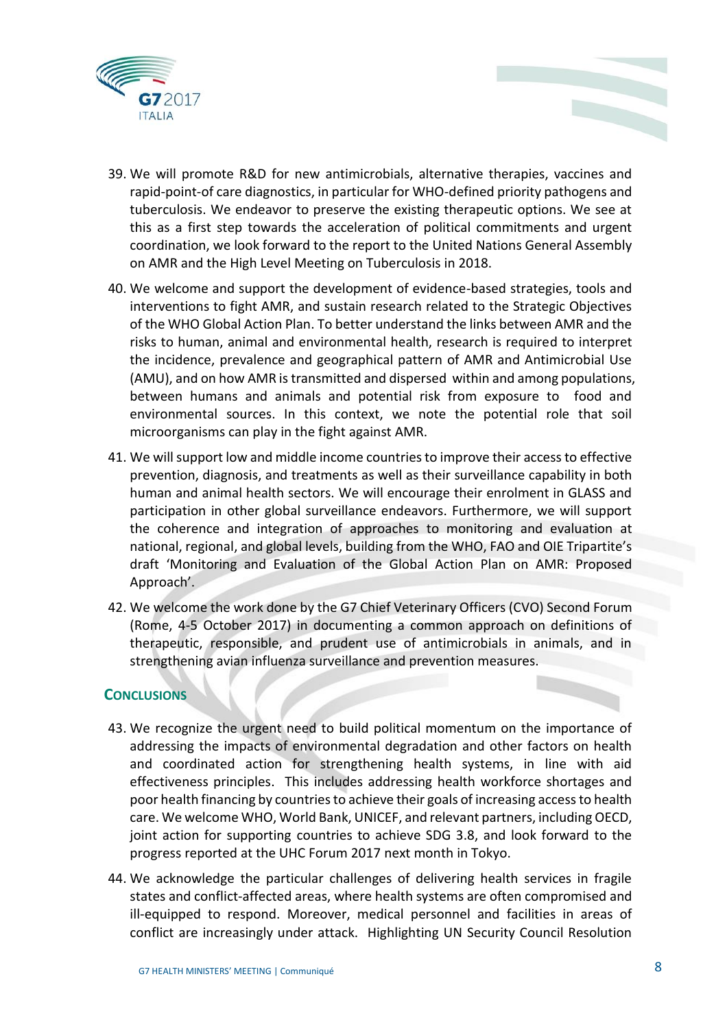39. We will promote R&D for new antimicrobials, alternative therapies, vaccines and rapid-point-of care diagnostics, in particular for WHO-defined priority pathogens and tuberculosis. We endeavor to preserve the existing therapeutic options. We see at this as a first step towards the acceleration of political commitments and urgent coordination, we look forward to the report to the United Nations General Assembly on AMR and the High Level Meeting on Tuberculosis in 2018.

40. We welcome and support the development of evidence-based strategies, tools and interventions to fight AMR, and sustain research related to the Strategic Objectives of the WHO Global Action Plan. To better understand the links between AMR and the risks to human, animal and environmental health, research is required to interpret the incidence, prevalence and geographical pattern of AMR and Antimicrobial Use (AMU), and on how AMR is transmitted and dispersed within and among populations, between humans and animals and potential risk from exposure to food and environmental sources. In this context, we note the potential role that soil microorganisms can play in the fight against AMR.

41. We will support low and middle income countries to improve their access to effective prevention, diagnosis, and treatments as well as their surveillance capability in both human and animal health sectors. We will encourage their enrolment in GLASS and participation in other global surveillance endeavors. Furthermore, we will support the coherence and integration of approaches to monitoring and evaluation at national, regional, and global levels, building from the WHO, FAO and OIE Tripartite's draft 'Monitoring and Evaluation of the Global Action Plan on AMR: Proposed Approach'.

42. We welcome the work done by the G7 Chief Veterinary Officers (CVO) Second Forum (Rome, 4-5 October 2017) in documenting a common approach on definitions of therapeutic, responsible, and prudent use of antimicrobials in animals, and in strengthening avian influenza surveillance and prevention measures.

## CONCLUSIONS

43. We recognize the urgent need to build political momentum on the importance of addressing the impacts of environmental degradation and other factors on health and coordinated action for strengthening health systems, in line with aid effectiveness principles. This includes addressing health workforce shortages and poor health financing by countries to achieve their goals of increasing access to health care. We welcome WHO, World Bank, UNICEF, and relevant partners, including OECD, joint action for supporting countries to achieve SDG 3.8, and look forward to the progress reported at the UHC Forum 2017 next month in Tokyo.

44. We acknowledge the particular challenges of delivering health services in fragile states and conflict-affected areas, where health systems are often compromised and ill-equipped to respond. Moreover, medical personnel and facilities in areas of conflict are increasingly under attack. Highlighting UN Security Council Resolution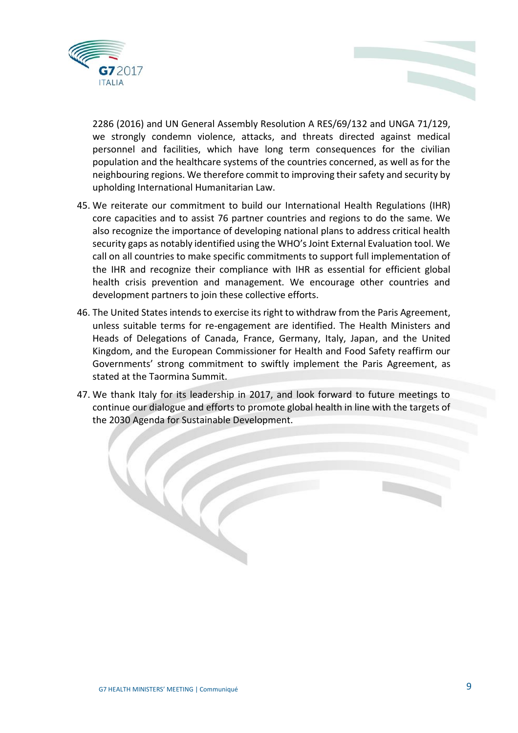2286 (2016) and UN General Assembly Resolution A RES/69/132 and UNGA 71/129, we strongly condemn violence, attacks, and threats directed against medical personnel and facilities, which have long term consequences for the civilian population and the healthcare systems of the countries concerned, as well as for the neighbouring regions. We therefore commit to improving their safety and security by upholding International Humanitarian Law.

45. We reiterate our commitment to build our International Health Regulations (IHR) core capacities and to assist 76 partner countries and regions to do the same. We also recognize the importance of developing national plans to address critical health security gaps as notably identified using the WHO's Joint External Evaluation tool. We call on all countries to make specific commitments to support full implementation of the IHR and recognize their compliance with IHR as essential for efficient global health crisis prevention and management. We encourage other countries and development partners to join these collective efforts.
46. The United States intends to exercise its right to withdraw from the Paris Agreement, unless suitable terms for re-engagement are identified. The Health Ministers and Heads of Delegations of Canada, France, Germany, Italy, Japan, and the United Kingdom, and the European Commissioner for Health and Food Safety reaffirm our Governments' strong commitment to swiftly implement the Paris Agreement, as stated at the Taormina Summit.
47. We thank Italy for its leadership in 2017, and look forward to future meetings to continue our dialogue and efforts to promote global health in line with the targets of the 2030 Agenda for Sustainable Development.